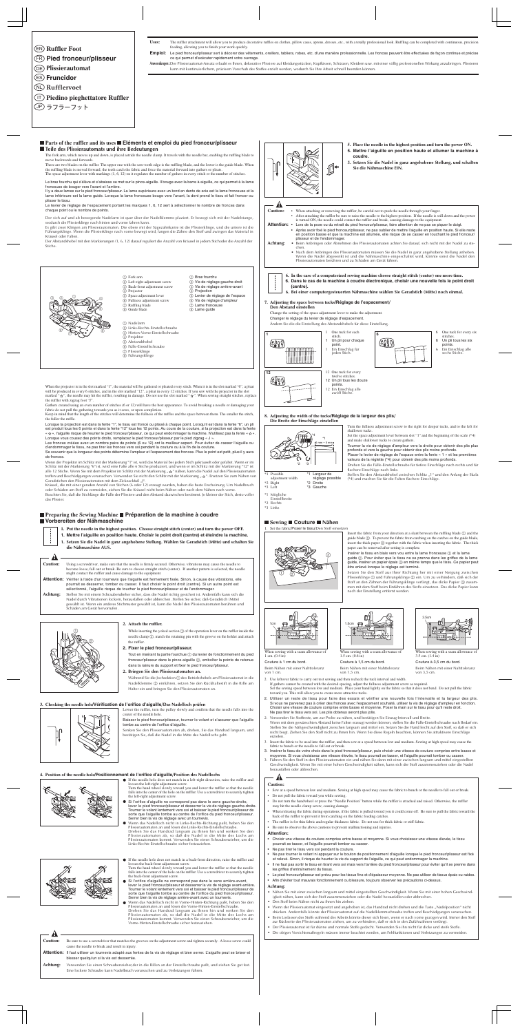EN **Ruffler Foot**

FR **Pied fronceur/plisseur**

DE **Plissieratumat**

ES **Frunicdor**

NL **Rufflervoet**

IT **Piedino pieghettatore Ruffler**

JP ラフラーフット

**Uses:** The ruffler attachment will allow you to produce decorative ruffles on clothes, pillow cases, aprons, dresses, etc., with a totally professional look. Ruffling can be completed with continuous, precision feeding, allowing you to finish your work quickly.

**Emploi:** Le pied fronceur/plisseur sert à décorer des vêtements, oreillers, tabliers, robes, etc. d'une manière professionnelle. Les fronces peuvent être effectuées de façon continue et précise ce qui permet d'exécuter rapidement votre ouvrage.

**Anwendungen:** Der Plissieratumat erlaubt es Ihnen, dekoratives Plissees auf Kleidungsstücken, Kopfkissen, Schürzen, Kleidern usw. mit einer völlig professionellen Wirkung anzubringen. Plissieren kann mit kontinuierlichem, präzisem Vorschub des Stoffes erzielt werden, wodurch Sie Ihre Arbeit schnell beenden können.

## ■ Parts of the ruffler and its uses ■ Eléments et emploi du pied fronceur/plisseur ■ Teile des Plissieratumats und ihre Bedeutungen

The fork arm, which moves up and down, is placed astride the needle clamp. It travels with the needle bar, enabling the ruffling blade to move backwards and forwards.

There are two blades on the ruffler. The upper one with the saw-tooth edge is the ruffling blade, and the lower is the guide blade. When the ruffling blade is moved forward, the teeth catch the fabric and force the material forward into gathers or pleats.

The space adjustment lever with markings (1, 6, 12) on it regulates the number of gathers in every stitch or the number of stitches.

Le bras fourchu qui s'élève et s'abaisse se met sur le pince-aiguille. Il bouge avec la barre à aiguille, ce qui permet à la lame fronceuse de bouger vers l'avant et l'arrière.

Il y a deux lames sur le pied fronceur/plisseur. La lame supérieure avec un bord en dente de scie est la lame fronceuse et la lame inférieure est la lame guide. Lorsque la lame fronceuse bouge vers l'avant, la dent prend le tissu et fait froncer ou plisser le tissu.

Le levier de réglage de l'espacement portant les marques 1, 6, 12 sert à sélectionner le nombre de fronces dans chaque point ou le nombre de points.

Der sich auf und ab bewegende Nadelarm ist quer über der Nadelklemme plaziert. Er bewegt sich mit der Nadelstange, wodurch die Plissierklinge nach hinten und vorne fahren kann.

Es gibt zwei Klingen am Plissieratumaten. Die obere mit der Sägezahnkante ist die Plissierklinge, und die untere ist die Führungsklinge. Wenn die Plissierklinge nach vorne bewegt wird, fangen die Zähne den Stoff und zwingen das Material in Kräusel oder Falten.

Der Abstandshebel mit den Markierungen (1, 6, 12) darauf reguliert die Anzahl von Kräusel in jedem Stichoder die Anzahl der Stiche.

① Fork arm
② Left-right adjustment screw
③ Back-front adjustment screw
④ Projector
⑤ Space adjustment lever
⑥ Fullness adjustment screw
⑦ Ruffling blade
⑧ Guide blade

① Bras fourchu
② Vis de réglage gauche-droit
③ Vis de réglage arrière-avant
④ Projection
⑤ Levier de réglage de l'espace
⑥ Vis de réglage d'ampleur
⑦ Lame fronceuse
⑧ Lame guide

① Nadelarm
② Links-Rechts-Einstellschraube
③ Hinten-Vorne-Einstellschraube
④ Projektor
⑤ Abstandhebel
⑥ Fülle-Einstellschraube
⑦ Plissierklinge
⑧ Führungsklinge

When the projector is in the slot marked "1", the material will be gathered or pleated every stitch. When it is in the slot marked "6", a pleat will be produced in every 6 stitches, and in the slot marked "12", a pleat in every 12 stitches. If you sew with the projector in the slot marked "⊕", the needle may hit the ruffler, resulting in damage. Do not use the slot marked "⊕". When sewing straight stitches, replace the ruffler with zigzag foot "J".

Gathers created using an even number of stitches (6 or 12) will have the best appearance. To avoid breaking a needle or damaging your fabric do not pull the gathering towards you as it sews, or upon completion.

Keep in mind that the length of the stitches will determine the fullness of the ruffles and the space between them. The smaller the stitch, the fuller the ruffle.

Lorsque la projection est dans la fente "1", le tissu est froncé ou plissé à chaque point. Lorsqu'il est dans la fente "6", un pli est produit tous les 6 points et dans la fente "12" tous les 12 points. Au cours de la couture, si la projection est dans la fente « ⊕ », l'aiguille risque de heurter le pied fronceur/plisseur, ce qui peut endommager la machine. N'utilisez pas la fente « ⊕ ». Lorsque vous cousez des points droits, remplacez le pied fronceur/plisseur par le pied zigzag « J ».

Les fronces créées avec un nombre pairé de points (6 ou 12) ont le meilleur aspect. Pour éviter de casser l'aiguille ou d'endommager le tissu, ne pas tirer les fronces vers soi pendant la couture ou à la fin de la couture.

Se souvenir que la longueur des points détermine l'ampleur et l'espacement des fronces. Plus le point est petit, plus il y aura de fronces.

Wenn der Projektor im Schlitz mit der Markierung "1" ist, wird das Material bei jedem Stich gekräuselt oder gefaltet. Wenn er im Schlitz mit der Markierung "6" ist, wird eine Falte alle 6 Stiche produziert, und wenn er im Schlitz mit der Markierung "12" ist alle 12 Stiche. Wenn Sie mit dem Projektor im Schlitz mit der Markierung „⊕" nähen, kann die Nadel auf den Plissieratumaten treffen und Beschädigungen verursachen. Verwenden Sie nicht den Schlitz mit der Markierung „⊕". Ersetzen Sie zum Nähen von Geradstichen den Plissieratumaten mit dem Zickzackfuß „J".

Kräusel, die mit einer geraden Anzahl von Stichen (6 oder 12) erzeugt wurden, haben die beste Erscheinung. Um Nadelbruch oder Schäden am Stoff zu vermeiden, ziehen Sie die Kräusel nicht beim Nähen oder nach dem Nähen zu sich heran.

Beachten Sie, daß die Stichlänge die Fülle der Plissees und den Abstand dazwischen bestimmt. Je kleiner der Stich, desto voller das Plissee.

## ■ Preparing the Sewing Machine ■ Préparation de la machine à coudre ■ Vorbereiten der Nähmaschine

**1. Put the needle in the highest position. Choose straight stitch (center) and turn the power OFF.**

**1. Mettre l'aiguille en position haute. Choisir le point droit (centre) et éteindre la machine.**

**1. Setzen Sie die Nadel in ganz angehobene Stellung. Wählen Sie Geradstich (Mitte) und schalten Sie die Nähmaschine AUS.**

**Caution:** Using a screwdriver, make sure that the needle is firmly secured. Otherwise, vibrations may cause the needle to become loose, fall out or break. Be sure to choose straight stitch (center). If another pattern is selected, the needle might contact the ruffler and cause damage to the equipment.

**Attention:** Vérifier à l'aide d'un tournevis que l'aiguille est fermement fixée. Sinon, à cause des vibrations, elle pourrait se desserrer, tomber ou casser. Il faut choisir le point droit (centre). Si un autre point est sélectionné, l'aiguille risque de toucher le pied fronceur/plisseur et de l'endommager.

**Achtung:** Stellen Sie mit einem Schraubendreher sicher, daß die Nadel richtig geschraubt ist. Andernfalls kann sich die Nadel durch Vibrationen lockern, herausfallen oder abbrechen. Stellen Sie sicher, daß Geradstich (Mitte) gewählt ist. Wenn ein anderes Stichmuster gewählt ist, kann die Nadel den Plissieratumaten berühren und Schäden am Gerät hervorrufen.

**2. Attach the ruffler.**

While inserting the yoked section ① of the operation lever on the ruffler inside the needle clamp ②, match the retaining pin with the groove on the holder and attach the ruffler.

**2. Fixer le pied fronceur/plisseur.**

Tout en insérant la partie fourchue ① du levier de fonctionnement du pied fronceur/plisseur dans le pince-aiguille ②, emboîter la pointe de retenue dans la rainure du support et fixer le pied fronceur/plisseur.

**2. Bringen Sie den Plissieratumaten an.**

Während Sie die Jochsektion ① des Betriebshebels am Plissieratumat in die Nadelklemme ② einführen, setzen Sie den Rückhaltestift in die Rille am Halter ein und bringen Sie den Plissieratumaten an.

### 3. Checking the needle hole/Vérification de l'orifice d'aiguille/Das Nadelloch prüfen

Lower the ruffler, turn the pulley slowly and confirm that the needle falls into the center of the needle hole.

Baisser le pied fronceur/plisseur, tourner le volant et s'assurer que l'aiguille tombe au centre de l'orifice d'aiguille.

Senken Sie den Plissieratumaten ab, drehen Sie das Handrad langsam, und bestätigen Sie, daß die Nadel in die Mitte des Nadellochs geht.

### 4. Position of the needle hole/Positionnement de l'orifice d'aiguille/Position des Nadellochs

- If the needle hole does not match in a left-right direction, raise the ruffler and loosen the left-right adjustment screw. Turn the hand wheel slowly toward you and lower the ruffler so that the needle falls into the center of the hole on the ruffler. Use a screwdriver to securely tighten the left-right adjustment screw.
- Si l'orifice d'aiguille ne correspond pas dans le sens gauche-droite, lever le pied fronceur/plisseur et desserrer la vis de réglage gauche-droite. Tourner le volant lentement vers soi et baisser le pied fronceur/plisseur de sorte que l'aiguille tombe au centre de l'orifice du pied fronceur/plisseur. Serrer bien la vis de réglage avec un tournevis.
- Wenn das Nadelloch nicht in Links-Rechts-Richtung paßt, heben Sie den Plissieratumaten an und lösen die Links-Rechts-Einstellschraube. Drehen Sie das Handrad langsam zu Ihnen hin und senken Sie den Plissieratumaten ab, so daß die Nadel in die Mitte des Lochs am Plissieratumaten kommt. Verwenden Sie einen Schraubendreher, um die Links-Rechts-Einstellschraube sicher festzuziehen.

- If the needle hole does not match in a back-front direction, raise the ruffler and loosen the back-front adjustment screw. Turn the hand wheel slowly toward you and lower the ruffler so that the needle falls into the center of the hole on the ruffler. Use a screwdriver to securely tighten the back-front adjustment screw.
- Si l'orifice d'aiguille ne correspond pas dans le sens arrière-avant, lever le pied fronceur/plisseur et desserrer la vis de réglage avant-arrière. Tourner le volant lentement vers soi et baisser le pied fronceur/plisseur de sorte que l'aiguille tombe au centre de l'orifice du pied fronceur/plisseur. Serrer bien la vis de réglage arrière-avant avec un tournevis.
- Wenn das Nadelloch nicht in Vorne-Hinten-Richtung paßt, heben Sie den Plissieratumaten an und lösen Sie die Vorne-Hinten-Einstellschraube. Drehen Sie das Handrad langsam zu Ihnen hin und senken Sie den Plissieratumaten ab, so daß die Nadel in die Mitte des Lochs am Plissieratumaten kommt. Verwenden Sie einen Schraubendreher, um die Vorne-Hinten-Einstellschraube sicher festzuziehen.

**Caution:** Be sure to use a screwdriver that matches the grooves on the adjustment screw and tighten securely. A loose screw could cause the needle to break and result in injury.

**Attention:** Il faut utiliser un tournevis adapté aux fentes de la vis de réglage et bien serrer. L'aiguille peut se briser et blesser quelqu'un si la vis est desserrée.

**Achtung:** Verwenden Sie einen Schraubendreher, der in die Rillen an der Einstellschraube paßt, und ziehen Sie gut fest. Eine lockere Schraube kann Nadelbruch verursachen und zu Verletzungen führen.

**5. Place the needle in the highest position and turn the power ON.**

**5. Mettre l'aiguille en position haute et allumer la machine à coudre.**

**5. Setzen Sie die Nadel in ganz angehobene Stellung, und schalten Sie die Nähmaschine EIN.**

**Caution:**
- When attaching or removing the ruffler, be careful not to push the needle through your finger.
- After attaching the ruffler be sure to raise the needle to the highest position. If the needle is still down and the power is turned ON, the needle could contact the ruffler and break, causing damage to the equipment.

**Attention:**
- Lors de la pose ou du retrait du pied fronceur/plisseur, faire attention de ne pas se piquer le doigt.
- Après avoir fixé le pied fronceur/plisseur, ne pas oublier de mettre l'aiguille en position haute. Si elle reste en position basse et que la machine est allumée, elle risque de se casser en touchant le pied fronceur/plisseur et de l'endommager.

**Achtung:**
- Beim Anbringen oder Abnehmen des Plissieratumaten achten Sie darauf, sich nicht mit der Nadel zu stechen.
- Nach dem Anbringen des Plissieratumaten müssen Sie die Nadel in ganz angehobene Stellung anheben. Wenn die Nadel abgesenkt ist und die Nähmaschine eingeschaltet wird, könnte sonst die Nadel den Plissieratumaten berühren und zu Schäden am Gerät führen.

**6. In the case of a computerized sewing machine choose straight stitch (center) one more time.**

**6. Dans le cas de la machine à coudre électronique, choisir une nouvelle fois le point droit (centre).**

**6. Bei einer computergesteuerten Nähmaschine wählen Sie Geradstich (Mitte) noch einmal.**

### 7. Adjusting the space between tucks/Réglage de l'espacement/ Den Abstand einstellen

Change the setting of the space adjustment lever to make the adjustment.

Changer le réglage du levier de réglage d'espacement.

Ändern Sie die Einstellung des Abstandshebels für diese Einstellung.

1 One tuck for each stitch.
1 Un pli pour chaque point.
1 Ein Einschlag für jeden Stich.

6 One tuck for every six stitches.
6 Un pli tous les six points.
6 Ein Einschlag alle sechs Stiche.

12 One tuck for every twelve stitches.
12 Un pli tous les douze points.
12 Ein Einschlag alle zwölf Stiche.

### 8. Adjusting the width of the tucks/Réglage de la largeur des plis/ Die Breite der Einschläge einstellen

Turn the fullness adjustment screw to the right for deeper tucks, and to the left for shallower tucks.

Set the space adjustment lever between slot "1" and the beginning of the scale (*4) and make shallower tucks to create gathers.

Tourner la vis de réglage d'ampleur vers la droite pour obtenir des plis plus profonds et vers la gauche pour obtenir des plis moins profonds.

Placer le levier de réglage de l'espace entre la fente « 1 » et les premières valeurs de la réglette (*4) pour obtenir des plis moins profonds.

Drehen Sie die Fülle-Einstellschraube für tiefere Einschläge nach rechts und für flachere Einschläge nach links.

Stellen Sie den Abstandshebel zwischen Schlitz „1" und den Anfang der Skala (*4) und machen Sie für das Falten flache Einschläge.

*1 Possible adjustment width
*2 Right
*3 Left

*1 Largeur de réglage possible
*2 Droite
*3 Gauche

*1 Mögliche Einstellbreite
*2 Rechts
*3 Links

## ■ Sewing ■ Couture ■ Nähen

1. Set the fabric/Poser le tissu/Den Stoff einsetzen

Insert the fabric from your direction at a slant between the ruffling blade ① and the guide blade ②. To prevent the fabric from catching on the catches on the guide blade, insert the thick paper ③ together with the fabric when inserting the fabric. The thick paper can be removed after sewing is complete.

Insérer le tissu en biais vers vous entre la lame fronceuse ① et la lame guide ②. Pour éviter que le tissu ne se prenne dans les griffes de la lame guide, insérer un papier épais ③ en même temps que le tissu. Ce papier peut être enlevé après la couture.

Setzen Sie den Stoff aus Ihrer Richtung her mit einer Neigung zwischen Plissierklinge ① und Führungsklinge ② ein. Um zu verhindern, daß sich der Stoff an den Zähnen der Führungsklinge verfängt, das dicke Papier ③ zusammen mit dem Stoff beim Einführen des Stoffs einsetzen. Das dicke Papier kann nach der Einstellung entfernt werden.

When sewing with a seam allowance of 1 cm. (3/8 in)
Couture à 1 cm du bord.
Beim Nähen mit einer Nahtzulage von 1 cm.

When sewing with a seam allowance of 1.5 cm. (5/8 in)
Couture à 1,5 cm du bord.
Beim Nähen mit einer Nahtzulage von 1,5 cm.

When sewing with a seam allowance of 3.5 cm. (1 3/8 in)
Couture à 3,5 cm du bord.
Beim Nähen mit einer Nahtzulage von 3,5 cm.

2. Use leftover fabric to carry out test sewing and then recheck the tuck interval and width.
   If gathers cannot be created with the desired spacing, adjust the fullness adjustment screw as required.
   Set the sewing speed between low and medium. Place your hand lightly on the fabric so that it does not bend. Do not pull the fabric toward you. This will allow you to create more attractive tucks.
2. Utiliser un reste de tissu pour faire des essais et vérifier une nouvelle fois l'intervalle et la largeur des plis. Si vous ne parvenez pas à créer des fronces avec l'espacement souhaité, utiliser la vis de réglage d'ampleur en fonction. Choisir une vitesse de couture comprise entre basse et moyenne. Poser la main sur le tissu pour qu'il reste droit. Ne pas tirer le tissu vers soi. Les plis obtenus seront plus jolis.
2. Verwenden Sie Stoffreste, um zur Probe zu nähen, und bestätigen Sie Einschlag-Intervall und Breite.
   Wenn mit dem gewünschten Abstand keine Falten erzeugt werden können, stellen Sie die Fülle-Einstellschraube nach Bedarf ein. Stellen Sie die Nähgeschwindigkeit zwischen langsam und mittel ein. Setzen Sie die Hand leicht auf den Stoff, so daß er sich nicht biegt. Ziehen Sie den Stoff nicht zu Ihnen hin. Können Sie attraktivere Einschläge erzielen.
3. Insert the fabric to be used into the ruffler, and then sew at a speed between low and medium. Sewing at high speed may cause the fabric to bunch or the needle to fall out or break.
3. Insérer le tissu de votre choix dans le pied fronceur/plisseur, puis choisir une vitesse de couture comprise entre basse et moyenne. Si vous choisissez une vitesse élevée, le tissu pourrait se tasser, et l'aiguille pourrait tomber ou casser.
3. Führen Sie den Stoff in den Plissieratumaten ein, und nähen Sie dann mit einer zwischen langsam und mittel liegenden Geschwindigkeit. Wenn Sie mit einer hohen Geschwindigkeit nähen, kann sich der Stoff zusammenziehen oder die Nadel herausfallen oder abbrechen.

**Caution:**
- Sew at a speed between low and medium. Sewing at high speed may cause the fabric to bunch or the needle to fall out or break.
- Do not pull the fabric toward you while sewing.
- Do not turn the handwheel or press the "Needle Position" button while the ruffler is attached and raised. Otherwise, the ruffler may hit the needle clamp screw, causing damage.
- When releasing the fabric during operations, if the fabric is pulled toward you it could come off. Be sure to pull the fabric toward the back of the ruffler to prevent it from catching on the fabric feeding catches.
- The ruffler is for thin fabric and regular thickness fabric. Do not use for thick fabric or stiff fabric.
- Be sure to observe the above cautions to prevent malfunctioning and injuries.

**Attention:**
- Choisir une vitesse de couture comprise entre basse et moyenne. Si vous choisissez une vitesse élevée, le tissu pourrait se tasser, et l'aiguille pourrait tomber ou casser.
- Ne pas tirer le tissu vers soi pendant la couture.
- Ne pas tourner le volant ni appuyer sur le bouton de positionnement d'aiguille lorsque le pied fronceur/plisseur est fixé et relevé. Sinon, il risque de heurter la vis du support de l'aiguille, ce qui peut endommager la machine.
- Il ne faut pas sortir le tissu en tirant vers soi mais vers l'arrière du pied fronceur/plisseur pour éviter qu'il se prenne dans les griffes d'entraînement du tissus.
- Le pied fronceur/plisseur est prévu pour les tissus fins et d'épaisseur moyenne. Ne pas utiliser de tissus épais ou raides.
- Afin d'éviter tout mauvais fonctionnement ou blessure, toujours observer les précautions ci-dessus.

**Achtung:**
- Nähen Sie mit einer zwischen langsam und mittel eingestellten Geschwindigkeit. Wenn Sie mit einer hohen Geschwindigkeit nähen, kann sich der Stoff zusammenziehen oder die Nadel herausfallen oder abbrechen.
- Den Stoff beim Nähen nicht zu Ihnen hin ziehen.
- Wenn der Plissieratumat eingesetzt und angehoben ist, das Handrad nicht drehen und die Taste „Nadelposition" nicht drücken. Andernfalls könnte der Plissieratumat auf die Nadelklemmschraube treffen und Beschädigungen verursachen.
- Beim Loslassen des Stoffs während des Arbeitsvorgangs kann dieser sich lösen, wenn er nach vorne gezogen wird. Immer den Stoff zur Rückseite des Plissieratumaten ziehen, um zu verhindern, daß er sich in den Zuführzähnen verfängt.
- Der Plissieratumat ist für dünne und normale Stoffe gedacht. Verwenden Sie ihn nicht für dicke und steife Stoffe.
- Die obigen Vorsichtsmaßregeln müssen immer beachtet werden, um Fehlfunktionen und Verletzungen zu vermeiden.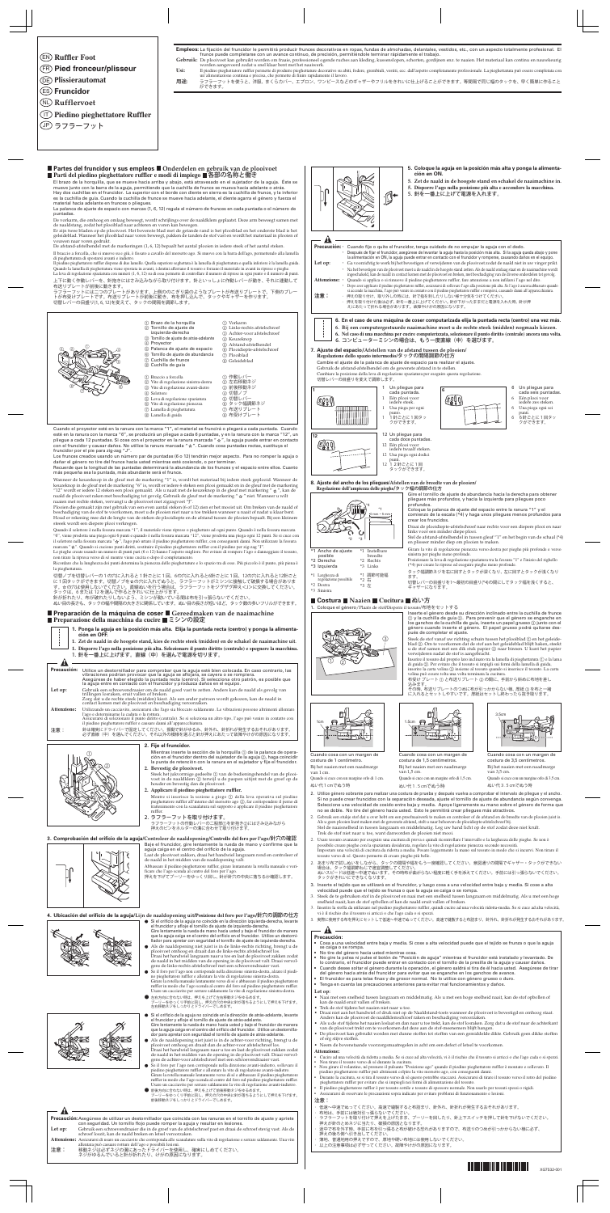**EN** **Ruffler Foot**

**FR** **Pied fronceur/plisseur**

**DE** **Plissieratomat**

**ES** **Fruncidor**

**NL** **Rufflervoet**

**IT** **Piedino pieghettatore Ruffler**

**JP** **ラフラーフット**

**Empleo:** La fijación del fruncidor le permitirá producir fruncidos decorativos en ropas, fundas de almohadas, delantales, vestidos, etc., con un aspecto totalmente profesional.

**Gebruik:**

**Uso:**

**用途:**

## Partes del fruncidor y sus empleos / Onderdelen en gebruik van de plooivoet / Parti del piedino pieghettatore ruffler e modi di impiego 各部の名称と働き

## Preparación de la máquina de coser / Gereedmaken van de naaimachine / Preparazione della machina da cucire / ミシンの設定

**Precaución:**

**Let op:**

**Attenzione:**

**注意：**

### 2. Fije el fruncidor.

### 3. Comprobación del orificio de la aguja/Controleer de naaldopening/Controllo del foro per l'ago/針穴の確認

### 4. Ubicación del orificio de la aguja/Lijn de naaldopening uit/Posizione del foro per l'ago/針穴の調節の仕方

### 7. Ajuste del espacio/Afstellen van de afstand tussen de plooien/Regolazione dello spazio intermedio/タックの間隔調節の仕方

### 8. Ajuste del ancho de los pliegues/Afstellen van de breedte van de plooien/Regolazione dell'ampiezza delle pieghe/タック幅の調節の仕方

## Costura / Naaien / Cucitura ぬい方

**Precaución:**

**Let op:**

**Attenzione:**

**注意：**

XG7532-001